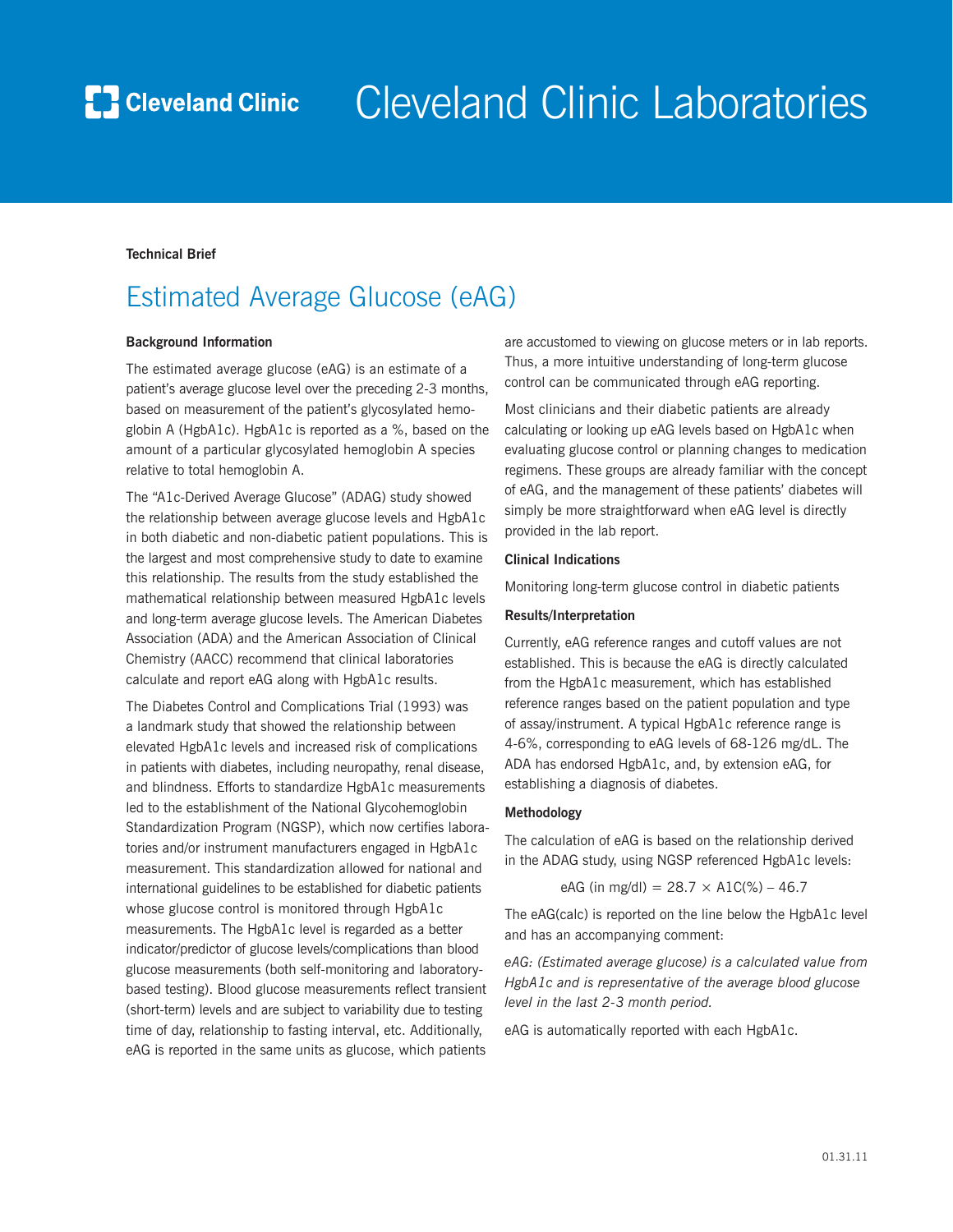# Cleveland Clinic Laboratories

**Technical Brief**

## Estimated Average Glucose (eAG)

### Background Information

The estimated average glucose (eAG) is an estimate of a patient's average glucose level over the preceding 2-3 months, based on measurement of the patient's glycosylated hemoglobin A (HgbA1c). HgbA1c is reported as a %, based on the amount of a particular glycosylated hemoglobin A species relative to total hemoglobin A.

The "A1c-Derived Average Glucose" (ADAG) study showed the relationship between average glucose levels and HgbA1c in both diabetic and non-diabetic patient populations. This is the largest and most comprehensive study to date to examine this relationship. The results from the study established the mathematical relationship between measured HgbA1c levels and long-term average glucose levels. The American Diabetes Association (ADA) and the American Association of Clinical Chemistry (AACC) recommend that clinical laboratories calculate and report eAG along with HgbA1c results.

The Diabetes Control and Complications Trial (1993) was a landmark study that showed the relationship between elevated HgbA1c levels and increased risk of complications in patients with diabetes, including neuropathy, renal disease, and blindness. Efforts to standardize HgbA1c measurements led to the establishment of the National Glycohemoglobin Standardization Program (NGSP), which now certifies laboratories and/or instrument manufacturers engaged in HgbA1c measurement. This standardization allowed for national and international guidelines to be established for diabetic patients whose glucose control is monitored through HgbA1c measurements. The HgbA1c level is regarded as a better indicator/predictor of glucose levels/complications than blood glucose measurements (both self-monitoring and laboratory-based testing). Blood glucose measurements reflect transient (short-term) levels and are subject to variability due to testing time of day, relationship to fasting interval, etc. Additionally, eAG is reported in the same units as glucose, which patients are accustomed to viewing on glucose meters or in lab reports. Thus, a more intuitive understanding of long-term glucose control can be communicated through eAG reporting.

Most clinicians and their diabetic patients are already calculating or looking up eAG levels based on HgbA1c when evaluating glucose control or planning changes to medication regimens. These groups are already familiar with the concept of eAG, and the management of these patients' diabetes will simply be more straightforward when eAG level is directly provided in the lab report.

### Clinical Indications

Monitoring long-term glucose control in diabetic patients

### Results/Interpretation

Currently, eAG reference ranges and cutoff values are not established. This is because the eAG is directly calculated from the HgbA1c measurement, which has established reference ranges based on the patient population and type of assay/instrument. A typical HgbA1c reference range is 4-6%, corresponding to eAG levels of 68-126 mg/dL. The ADA has endorsed HgbA1c, and, by extension eAG, for establishing a diagnosis of diabetes.

### Methodology

The calculation of eAG is based on the relationship derived in the ADAG study, using NGSP referenced HgbA1c levels:

$$\text{eAG (in mg/dl)} = 28.7 \times \text{A1C(\%)} - 46.7$$

The eAG(calc) is reported on the line below the HgbA1c level and has an accompanying comment:

*eAG: (Estimated average glucose) is a calculated value from HgbA1c and is representative of the average blood glucose level in the last 2-3 month period.*

eAG is automatically reported with each HgbA1c.

01.31.11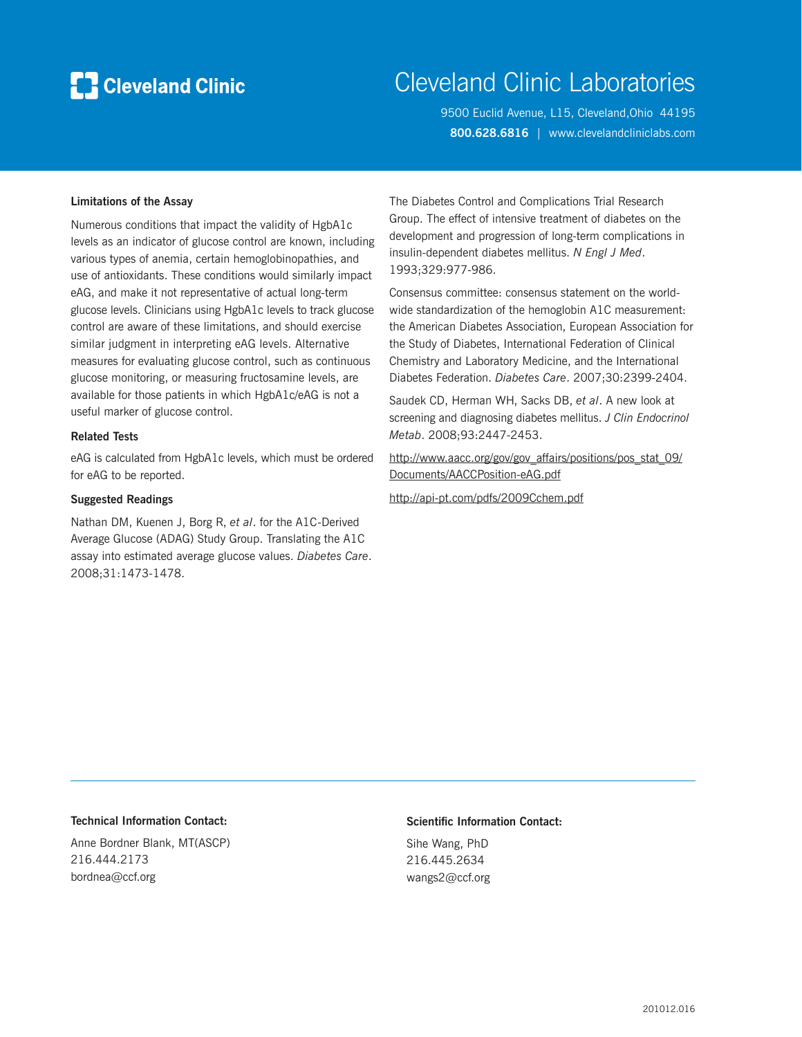### Limitations of the Assay

Numerous conditions that impact the validity of HgbA1c levels as an indicator of glucose control are known, including various types of anemia, certain hemoglobinopathies, and use of antioxidants. These conditions would similarly impact eAG, and make it not representative of actual long-term glucose levels. Clinicians using HgbA1c levels to track glucose control are aware of these limitations, and should exercise similar judgment in interpreting eAG levels. Alternative measures for evaluating glucose control, such as continuous glucose monitoring, or measuring fructosamine levels, are available for those patients in which HgbA1c/eAG is not a useful marker of glucose control.

### Related Tests

eAG is calculated from HgbA1c levels, which must be ordered for eAG to be reported.

### Suggested Readings

Nathan DM, Kuenen J, Borg R, *et al*. for the A1C-Derived Average Glucose (ADAG) Study Group. Translating the A1C assay into estimated average glucose values. *Diabetes Care*. 2008;31:1473-1478.

The Diabetes Control and Complications Trial Research Group. The effect of intensive treatment of diabetes on the development and progression of long-term complications in insulin-dependent diabetes mellitus. *N Engl J Med*. 1993;329:977-986.

Consensus committee: consensus statement on the world-wide standardization of the hemoglobin A1C measurement: the American Diabetes Association, European Association for the Study of Diabetes, International Federation of Clinical Chemistry and Laboratory Medicine, and the International Diabetes Federation. *Diabetes Care*. 2007;30:2399-2404.

Saudek CD, Herman WH, Sacks DB, *et al*. A new look at screening and diagnosing diabetes mellitus. *J Clin Endocrinol Metab*. 2008;93:2447-2453.

http://www.aacc.org/gov/gov_affairs/positions/pos_stat_09/Documents/AACCPosition-eAG.pdf

http://api-pt.com/pdfs/2009Cchem.pdf

---

**Technical Information Contact:**

Anne Bordner Blank, MT(ASCP)
216.444.2173
bordnea@ccf.org

**Scientific Information Contact:**

Sihe Wang, PhD
216.445.2634
wangs2@ccf.org

201012.016